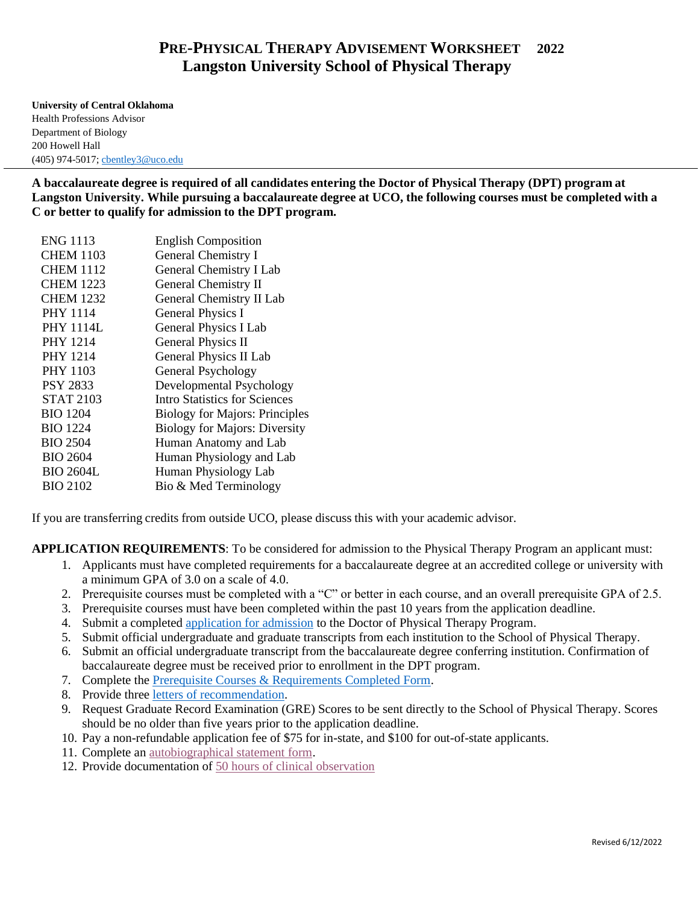# Pre-Physical Therapy Advisement Worksheet 2022
## Langston University School of Physical Therapy

**University of Central Oklahoma**
Health Professions Advisor
Department of Biology
200 Howell Hall
(405) 974-5017; cbentley3@uco.edu

---

**A baccalaureate degree is required of all candidates entering the Doctor of Physical Therapy (DPT) program at Langston University. While pursuing a baccalaureate degree at UCO, the following courses must be completed with a C or better to qualify for admission to the DPT program.**

| Course | Title |
|---|---|
| ENG 1113 | English Composition |
| CHEM 1103 | General Chemistry I |
| CHEM 1112 | General Chemistry I Lab |
| CHEM 1223 | General Chemistry II |
| CHEM 1232 | General Chemistry II Lab |
| PHY 1114 | General Physics I |
| PHY 1114L | General Physics I Lab |
| PHY 1214 | General Physics II |
| PHY 1214 | General Physics II Lab |
| PHY 1103 | General Psychology |
| PSY 2833 | Developmental Psychology |
| STAT 2103 | Intro Statistics for Sciences |
| BIO 1204 | Biology for Majors: Principles |
| BIO 1224 | Biology for Majors: Diversity |
| BIO 2504 | Human Anatomy and Lab |
| BIO 2604 | Human Physiology and Lab |
| BIO 2604L | Human Physiology Lab |
| BIO 2102 | Bio & Med Terminology |

If you are transferring credits from outside UCO, please discuss this with your academic advisor.

**APPLICATION REQUIREMENTS**: To be considered for admission to the Physical Therapy Program an applicant must:

1. Applicants must have completed requirements for a baccalaureate degree at an accredited college or university with a minimum GPA of 3.0 on a scale of 4.0.
2. Prerequisite courses must be completed with a "C" or better in each course, and an overall prerequisite GPA of 2.5.
3. Prerequisite courses must have been completed within the past 10 years from the application deadline.
4. Submit a completed application for admission to the Doctor of Physical Therapy Program.
5. Submit official undergraduate and graduate transcripts from each institution to the School of Physical Therapy.
6. Submit an official undergraduate transcript from the baccalaureate degree conferring institution. Confirmation of baccalaureate degree must be received prior to enrollment in the DPT program.
7. Complete the Prerequisite Courses & Requirements Completed Form.
8. Provide three letters of recommendation.
9. Request Graduate Record Examination (GRE) Scores to be sent directly to the School of Physical Therapy. Scores should be no older than five years prior to the application deadline.
10. Pay a non-refundable application fee of $75 for in-state, and $100 for out-of-state applicants.
11. Complete an autobiographical statement form.
12. Provide documentation of 50 hours of clinical observation

Revised 6/12/2022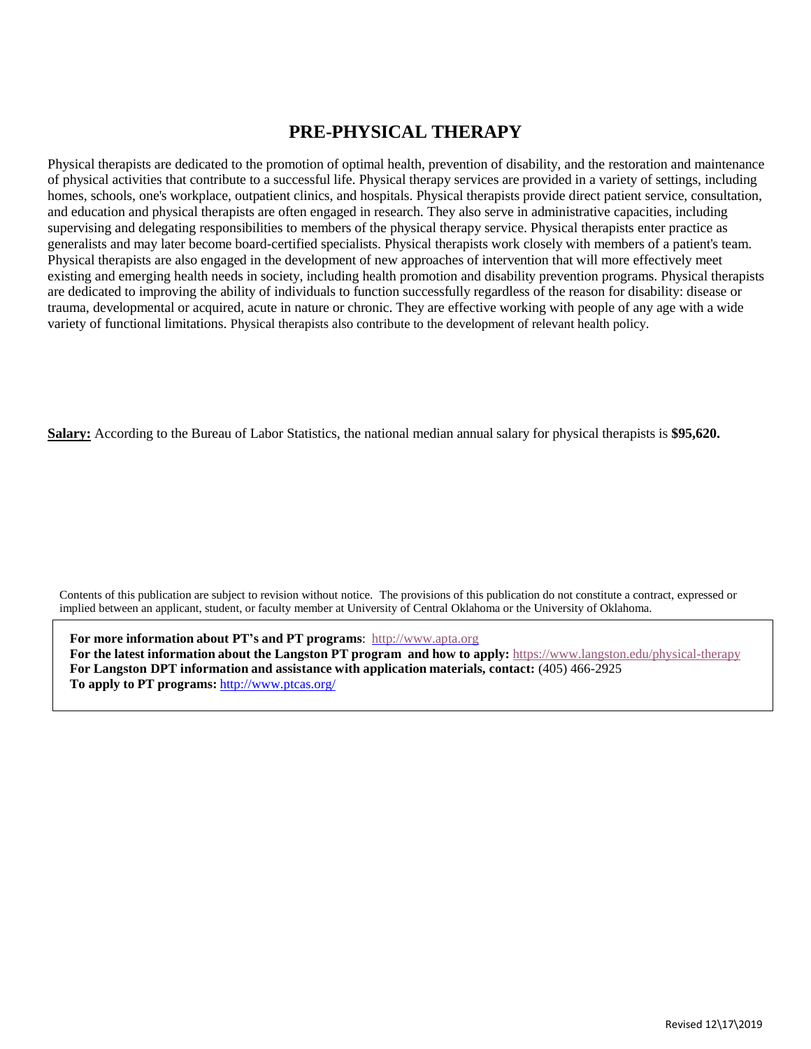# PRE-PHYSICAL THERAPY

Physical therapists are dedicated to the promotion of optimal health, prevention of disability, and the restoration and maintenance of physical activities that contribute to a successful life. Physical therapy services are provided in a variety of settings, including homes, schools, one's workplace, outpatient clinics, and hospitals. Physical therapists provide direct patient service, consultation, and education and physical therapists are often engaged in research. They also serve in administrative capacities, including supervising and delegating responsibilities to members of the physical therapy service. Physical therapists enter practice as generalists and may later become board-certified specialists. Physical therapists work closely with members of a patient's team. Physical therapists are also engaged in the development of new approaches of intervention that will more effectively meet existing and emerging health needs in society, including health promotion and disability prevention programs. Physical therapists are dedicated to improving the ability of individuals to function successfully regardless of the reason for disability: disease or trauma, developmental or acquired, acute in nature or chronic. They are effective working with people of any age with a wide variety of functional limitations. Physical therapists also contribute to the development of relevant health policy.

**Salary:** According to the Bureau of Labor Statistics, the national median annual salary for physical therapists is **$95,620.**

Contents of this publication are subject to revision without notice. The provisions of this publication do not constitute a contract, expressed or implied between an applicant, student, or faculty member at University of Central Oklahoma or the University of Oklahoma.

**For more information about PT's and PT programs**: http://www.apta.org
**For the latest information about the Langston PT program and how to apply:** https://www.langston.edu/physical-therapy
**For Langston DPT information and assistance with application materials, contact:** (405) 466-2925
**To apply to PT programs:** http://www.ptcas.org/

Revised 12\17\2019